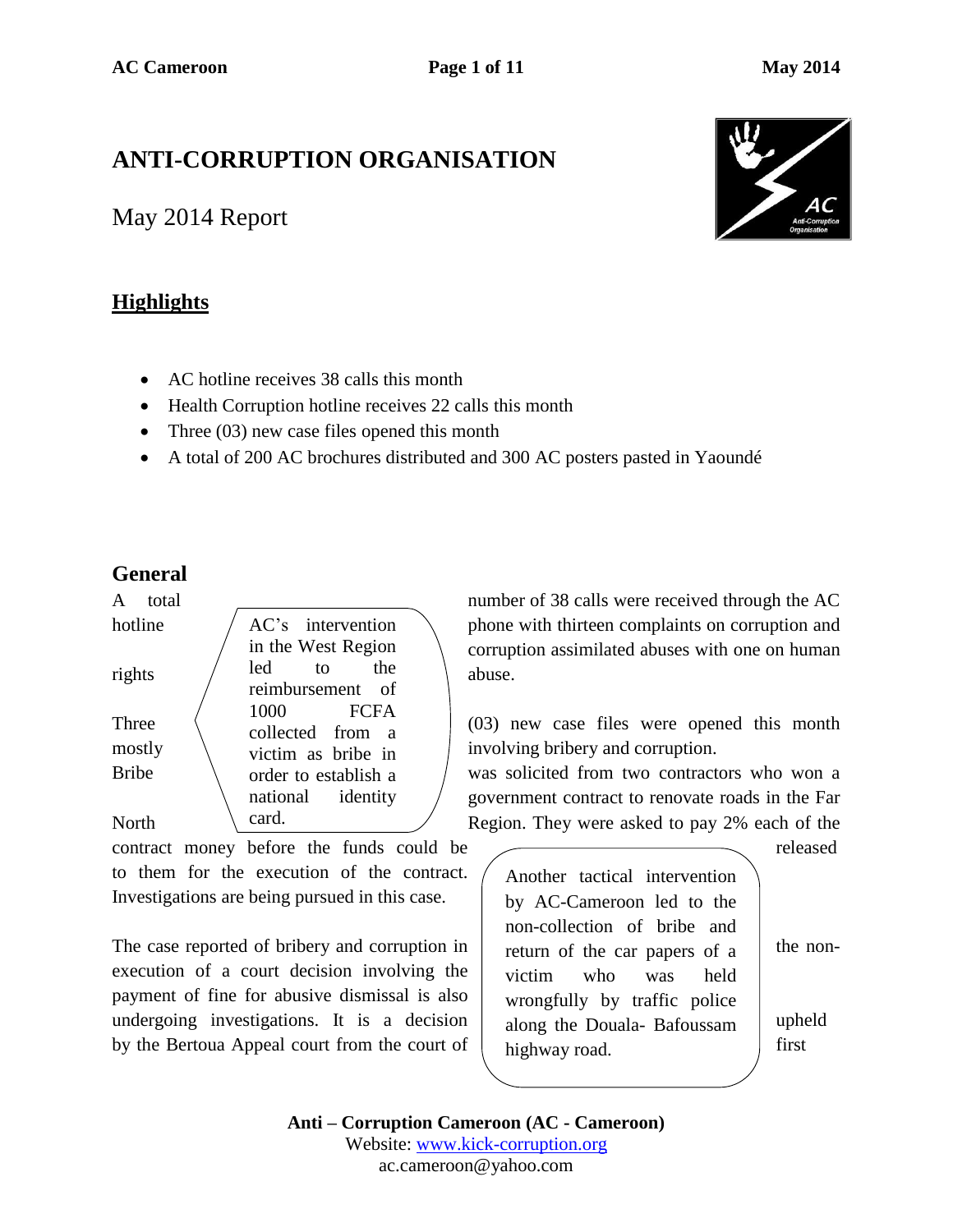# ANTI-CORRUPTION ORGANISATION

May 2014 Report

## Highlights

- AC hotline receives 38 calls this month
- Health Corruption hotline receives 22 calls this month
- Three (03) new case files opened this month
- A total of 200 AC brochures distributed and 300 AC posters pasted in Yaoundé

## General

A total number of 38 calls were received through the AC hotline phone with thirteen complaints on corruption and corruption assimilated abuses with one on human rights abuse.

Three (03) new case files were opened this month mostly involving bribery and corruption.

Bribe was solicited from two contractors who won a government contract to renovate roads in the Far North Region. They were asked to pay 2% each of the contract money before the funds could be released to them for the execution of the contract. Investigations are being pursued in this case.

> AC's intervention in the West Region led to the reimbursement of 1000 FCFA collected from a victim as bribe in order to establish a national identity card.

The case reported of bribery and corruption in execution of a court decision involving the payment of fine for abusive dismissal is also undergoing investigations. It is a decision by the Bertoua Appeal court from the court of

> Another tactical intervention by AC-Cameroon led to the non-collection of bribe and return of the car papers of a victim who was held wrongfully by traffic police along the Douala- Bafoussam highway road.

the non-

upheld

first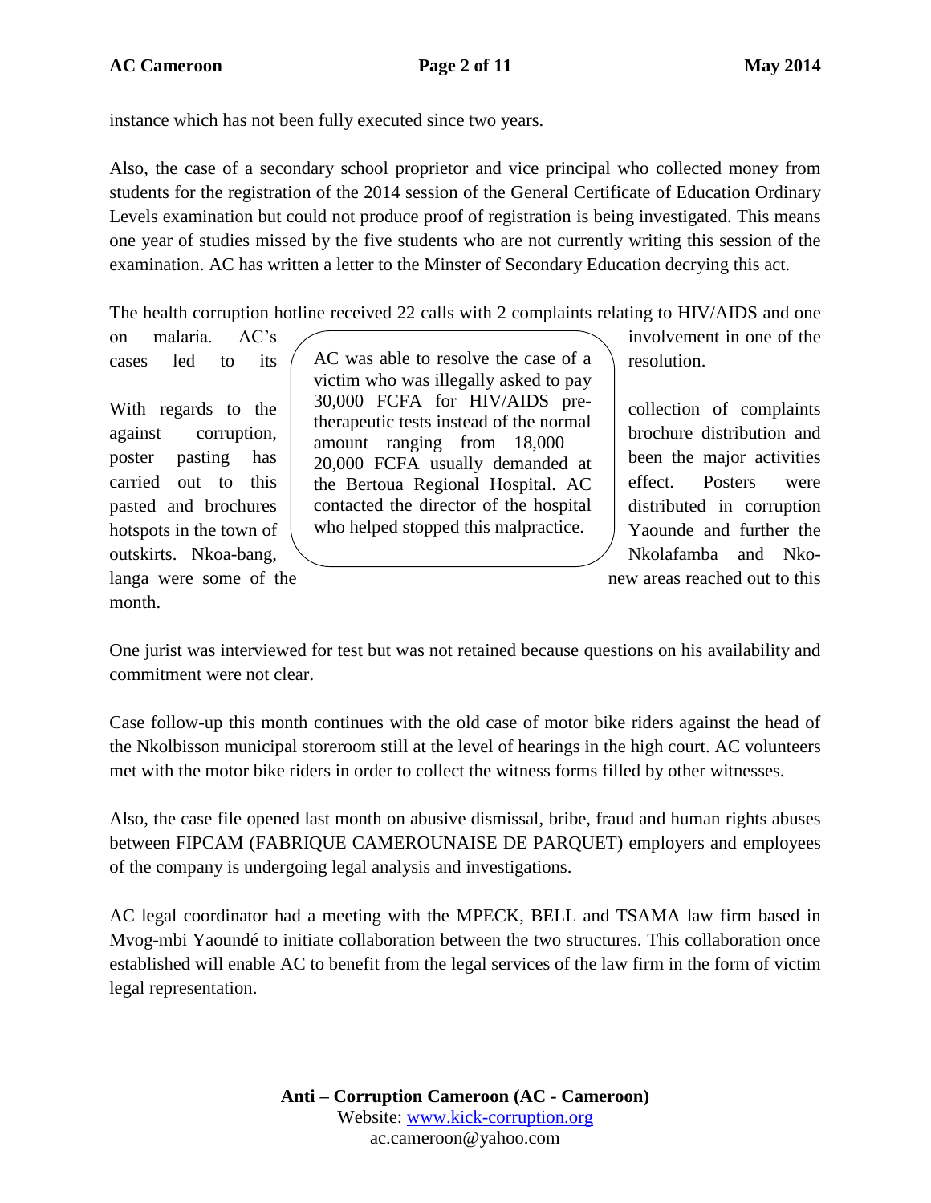instance which has not been fully executed since two years.

Also, the case of a secondary school proprietor and vice principal who collected money from students for the registration of the 2014 session of the General Certificate of Education Ordinary Levels examination but could not produce proof of registration is being investigated. This means one year of studies missed by the five students who are not currently writing this session of the examination. AC has written a letter to the Minster of Secondary Education decrying this act.

The health corruption hotline received 22 calls with 2 complaints relating to HIV/AIDS and one on malaria. AC's involvement in one of the cases led to its resolution.

> AC was able to resolve the case of a victim who was illegally asked to pay 30,000 FCFA for HIV/AIDS pre-therapeutic tests instead of the normal amount ranging from 18,000 – 20,000 FCFA usually demanded at the Bertoua Regional Hospital. AC contacted the director of the hospital who helped stopped this malpractice.

With regards to the collection of complaints against corruption, brochure distribution and poster pasting has been the major activities carried out to this effect. Posters were pasted and brochures distributed in corruption hotspots in the town of Yaounde and further the outskirts. Nkoa-bang, Nkolafamba and Nko-langa were some of the new areas reached out to this month.

One jurist was interviewed for test but was not retained because questions on his availability and commitment were not clear.

Case follow-up this month continues with the old case of motor bike riders against the head of the Nkolbisson municipal storeroom still at the level of hearings in the high court. AC volunteers met with the motor bike riders in order to collect the witness forms filled by other witnesses.

Also, the case file opened last month on abusive dismissal, bribe, fraud and human rights abuses between FIPCAM (FABRIQUE CAMEROUNAISE DE PARQUET) employers and employees of the company is undergoing legal analysis and investigations.

AC legal coordinator had a meeting with the MPECK, BELL and TSAMA law firm based in Mvog-mbi Yaoundé to initiate collaboration between the two structures. This collaboration once established will enable AC to benefit from the legal services of the law firm in the form of victim legal representation.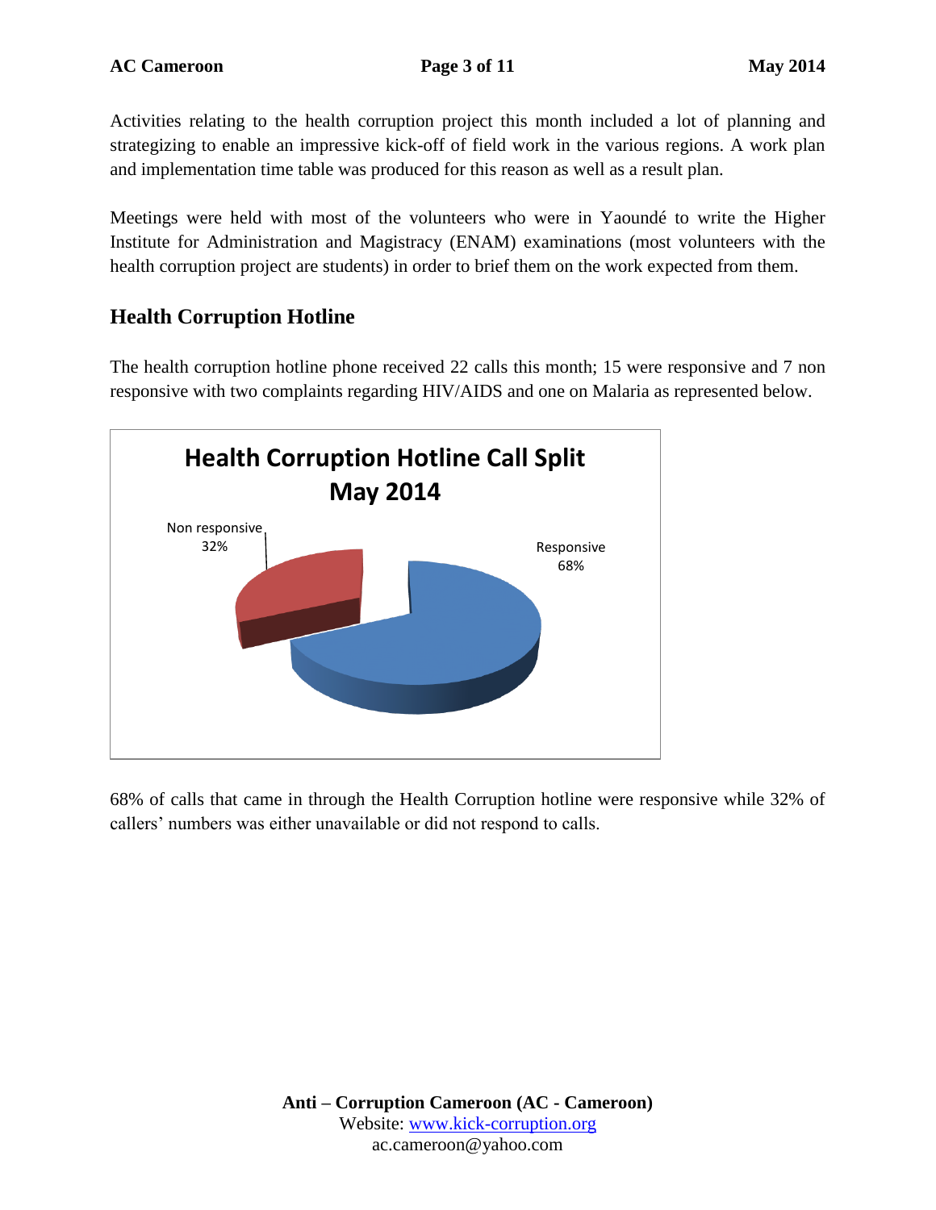Activities relating to the health corruption project this month included a lot of planning and strategizing to enable an impressive kick-off of field work in the various regions. A work plan and implementation time table was produced for this reason as well as a result plan.

Meetings were held with most of the volunteers who were in Yaoundé to write the Higher Institute for Administration and Magistracy (ENAM) examinations (most volunteers with the health corruption project are students) in order to brief them on the work expected from them.

## Health Corruption Hotline

The health corruption hotline phone received 22 calls this month; 15 were responsive and 7 non responsive with two complaints regarding HIV/AIDS and one on Malaria as represented below.

**Health Corruption Hotline Call Split May 2014**

Non responsive 32%

Responsive 68%

68% of calls that came in through the Health Corruption hotline were responsive while 32% of callers' numbers was either unavailable or did not respond to calls.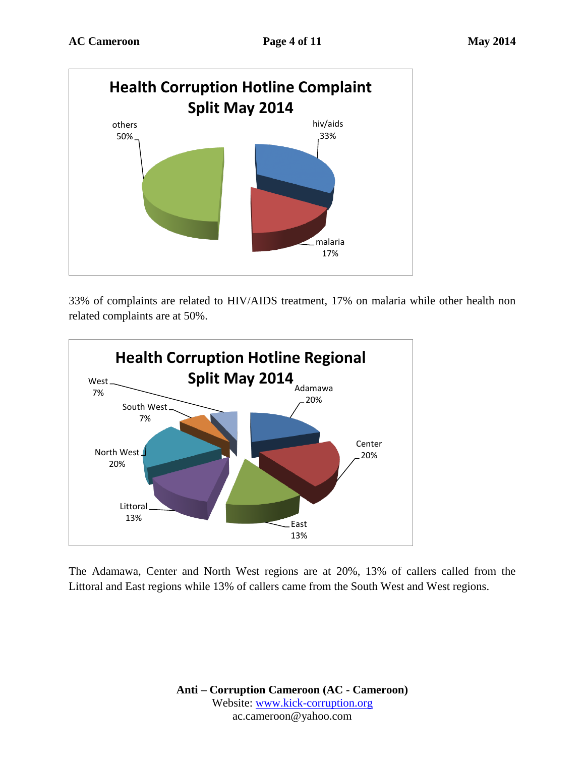**Health Corruption Hotline Complaint Split May 2014**

| Category | Share |
|---|---|
| hiv/aids | 33% |
| malaria | 17% |
| others | 50% |

33% of complaints are related to HIV/AIDS treatment, 17% on malaria while other health non related complaints are at 50%.

**Health Corruption Hotline Regional Split May 2014**

| Region | Share |
|---|---|
| Adamawa | 20% |
| Center | 20% |
| East | 13% |
| Littoral | 13% |
| North West | 20% |
| South West | 7% |
| West | 7% |

The Adamawa, Center and North West regions are at 20%, 13% of callers called from the Littoral and East regions while 13% of callers came from the South West and West regions.

**Anti – Corruption Cameroon (AC - Cameroon)**
Website: www.kick-corruption.org
ac.cameroon@yahoo.com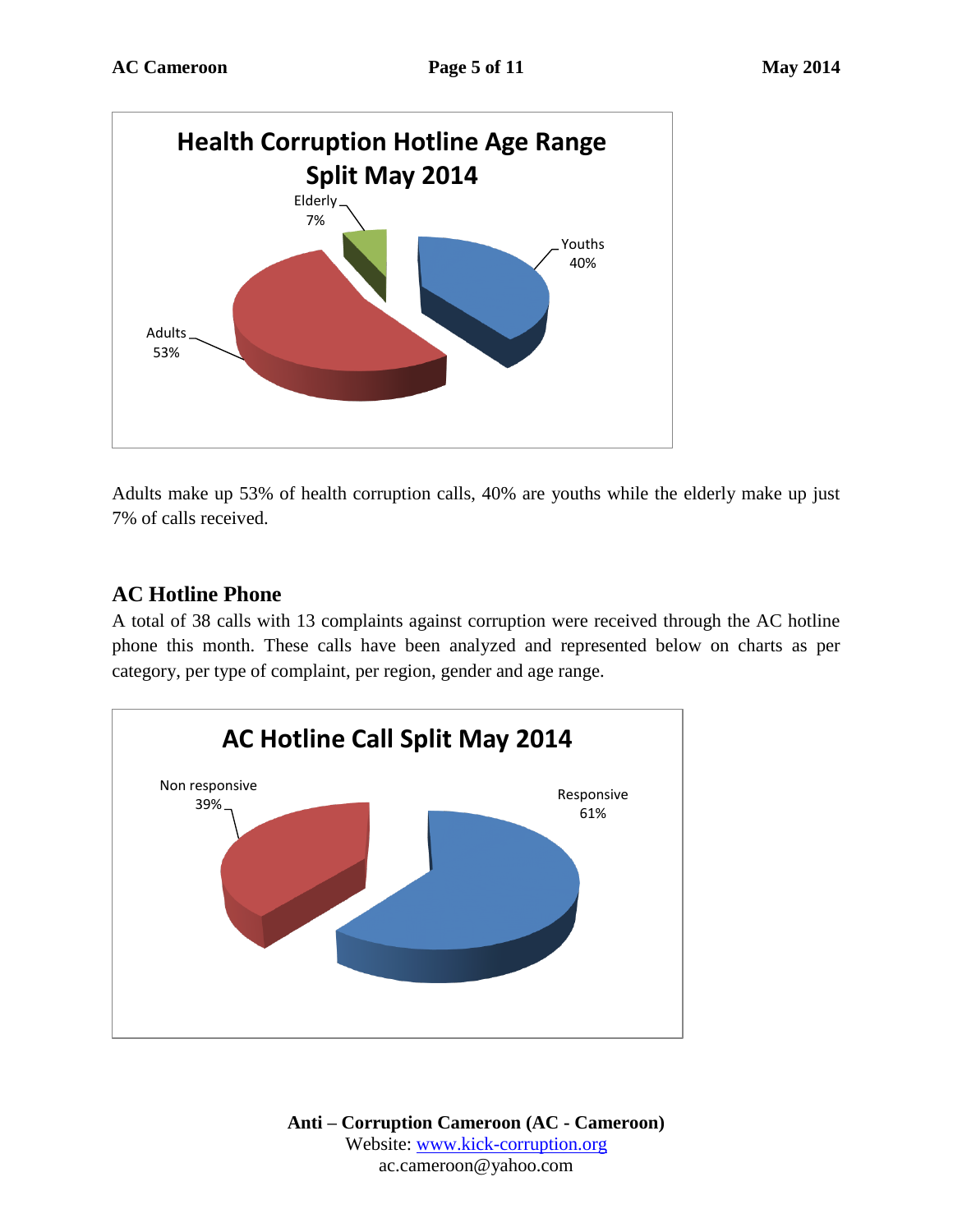**Health Corruption Hotline Age Range Split May 2014**

- Elderly 7%
- Youths 40%
- Adults 53%

Adults make up 53% of health corruption calls, 40% are youths while the elderly make up just 7% of calls received.

## AC Hotline Phone

A total of 38 calls with 13 complaints against corruption were received through the AC hotline phone this month. These calls have been analyzed and represented below on charts as per category, per type of complaint, per region, gender and age range.

**AC Hotline Call Split May 2014**

- Non responsive 39%
- Responsive 61%

**Anti – Corruption Cameroon (AC - Cameroon)**
Website: www.kick-corruption.org
ac.cameroon@yahoo.com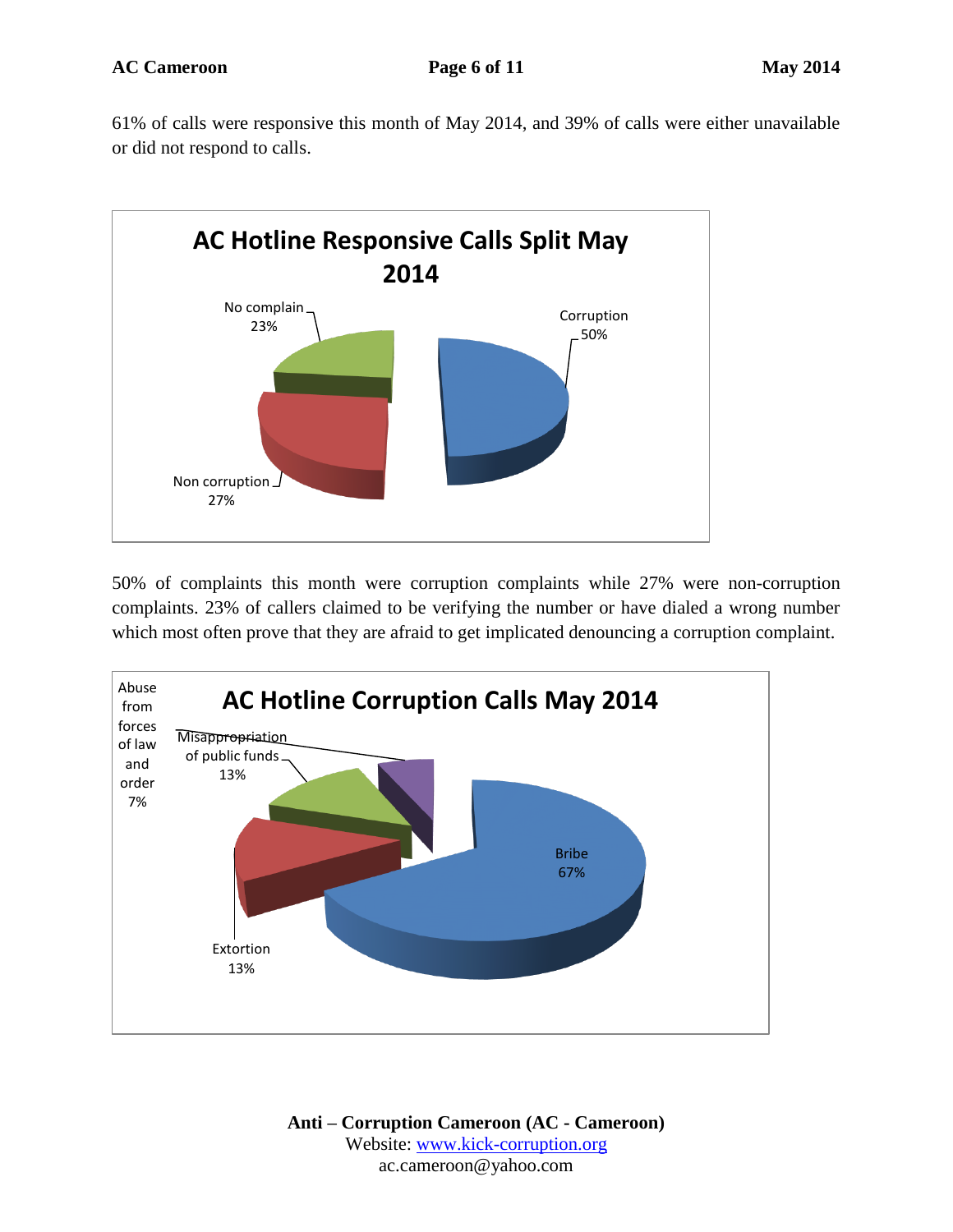61% of calls were responsive this month of May 2014, and 39% of calls were either unavailable or did not respond to calls.

**AC Hotline Responsive Calls Split May 2014**

| Category | Percentage |
|---|---|
| Corruption | 50% |
| Non corruption | 27% |
| No complain | 23% |

50% of complaints this month were corruption complaints while 27% were non-corruption complaints. 23% of callers claimed to be verifying the number or have dialed a wrong number which most often prove that they are afraid to get implicated denouncing a corruption complaint.

**AC Hotline Corruption Calls May 2014**

| Category | Percentage |
|---|---|
| Bribe | 67% |
| Extortion | 13% |
| Misappropriation of public funds | 13% |
| Abuse from forces of law and order | 7% |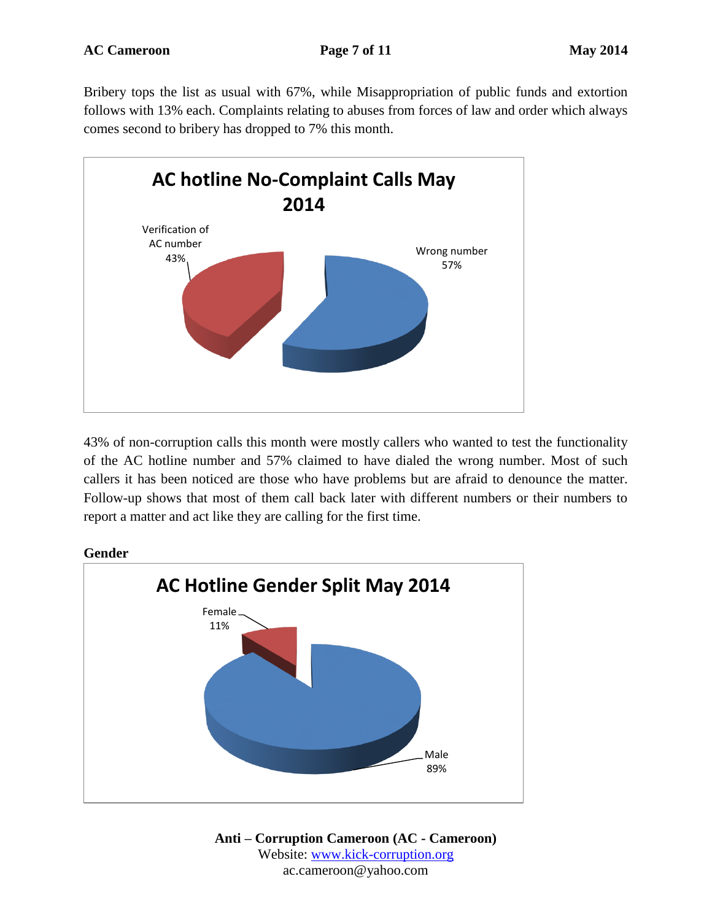Bribery tops the list as usual with 67%, while Misappropriation of public funds and extortion follows with 13% each. Complaints relating to abuses from forces of law and order which always comes second to bribery has dropped to 7% this month.

**AC hotline No-Complaint Calls May 2014**

Verification of AC number 43%

Wrong number 57%

43% of non-corruption calls this month were mostly callers who wanted to test the functionality of the AC hotline number and 57% claimed to have dialed the wrong number. Most of such callers it has been noticed are those who have problems but are afraid to denounce the matter. Follow-up shows that most of them call back later with different numbers or their numbers to report a matter and act like they are calling for the first time.

**Gender**

**AC Hotline Gender Split May 2014**

Female 11%

Male 89%

**Anti – Corruption Cameroon (AC - Cameroon)**
Website: www.kick-corruption.org
ac.cameroon@yahoo.com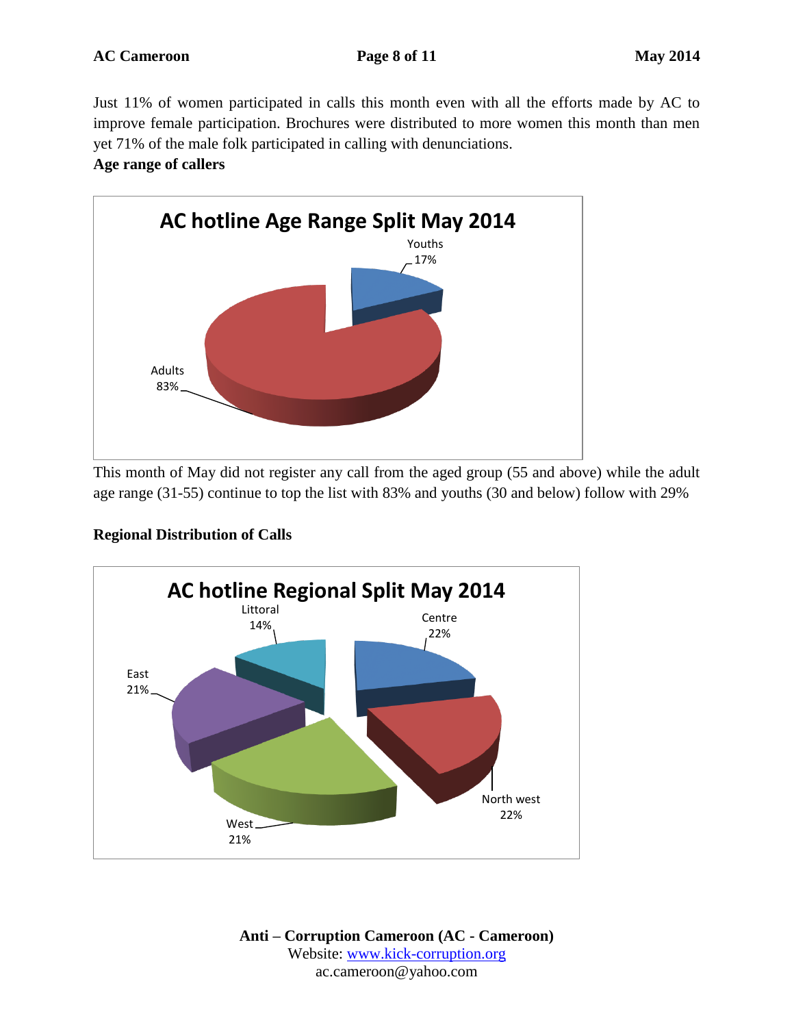Just 11% of women participated in calls this month even with all the efforts made by AC to improve female participation. Brochures were distributed to more women this month than men yet 71% of the male folk participated in calling with denunciations.

**Age range of callers**

AC hotline Age Range Split May 2014

Youths 17%

Adults 83%

This month of May did not register any call from the aged group (55 and above) while the adult age range (31-55) continue to top the list with 83% and youths (30 and below) follow with 29%

**Regional Distribution of Calls**

AC hotline Regional Split May 2014

Littoral 14%

Centre 22%

East 21%

North west 22%

West 21%

**Anti – Corruption Cameroon (AC - Cameroon)**
Website: www.kick-corruption.org
ac.cameroon@yahoo.com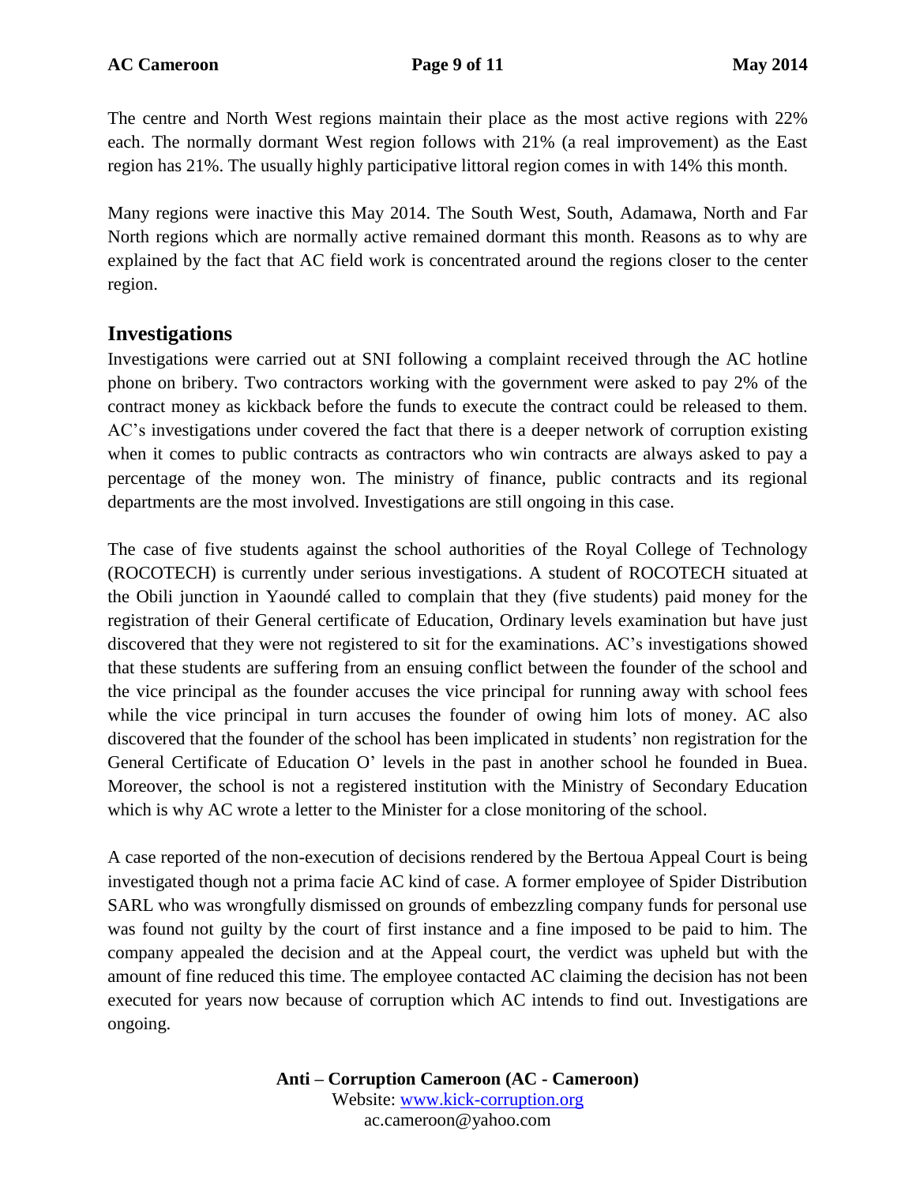The centre and North West regions maintain their place as the most active regions with 22% each. The normally dormant West region follows with 21% (a real improvement) as the East region has 21%. The usually highly participative littoral region comes in with 14% this month.

Many regions were inactive this May 2014. The South West, South, Adamawa, North and Far North regions which are normally active remained dormant this month. Reasons as to why are explained by the fact that AC field work is concentrated around the regions closer to the center region.

## Investigations

Investigations were carried out at SNI following a complaint received through the AC hotline phone on bribery. Two contractors working with the government were asked to pay 2% of the contract money as kickback before the funds to execute the contract could be released to them. AC's investigations under covered the fact that there is a deeper network of corruption existing when it comes to public contracts as contractors who win contracts are always asked to pay a percentage of the money won. The ministry of finance, public contracts and its regional departments are the most involved. Investigations are still ongoing in this case.

The case of five students against the school authorities of the Royal College of Technology (ROCOTECH) is currently under serious investigations. A student of ROCOTECH situated at the Obili junction in Yaoundé called to complain that they (five students) paid money for the registration of their General certificate of Education, Ordinary levels examination but have just discovered that they were not registered to sit for the examinations. AC's investigations showed that these students are suffering from an ensuing conflict between the founder of the school and the vice principal as the founder accuses the vice principal for running away with school fees while the vice principal in turn accuses the founder of owing him lots of money. AC also discovered that the founder of the school has been implicated in students' non registration for the General Certificate of Education O' levels in the past in another school he founded in Buea. Moreover, the school is not a registered institution with the Ministry of Secondary Education which is why AC wrote a letter to the Minister for a close monitoring of the school.

A case reported of the non-execution of decisions rendered by the Bertoua Appeal Court is being investigated though not a prima facie AC kind of case. A former employee of Spider Distribution SARL who was wrongfully dismissed on grounds of embezzling company funds for personal use was found not guilty by the court of first instance and a fine imposed to be paid to him. The company appealed the decision and at the Appeal court, the verdict was upheld but with the amount of fine reduced this time. The employee contacted AC claiming the decision has not been executed for years now because of corruption which AC intends to find out. Investigations are ongoing.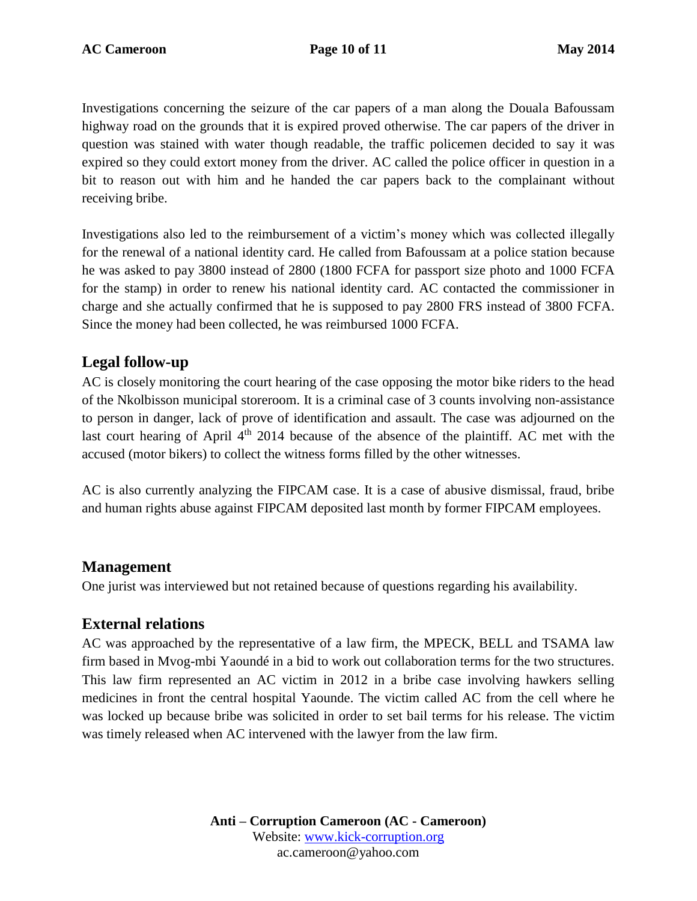Investigations concerning the seizure of the car papers of a man along the Douala Bafoussam highway road on the grounds that it is expired proved otherwise. The car papers of the driver in question was stained with water though readable, the traffic policemen decided to say it was expired so they could extort money from the driver. AC called the police officer in question in a bit to reason out with him and he handed the car papers back to the complainant without receiving bribe.

Investigations also led to the reimbursement of a victim's money which was collected illegally for the renewal of a national identity card. He called from Bafoussam at a police station because he was asked to pay 3800 instead of 2800 (1800 FCFA for passport size photo and 1000 FCFA for the stamp) in order to renew his national identity card. AC contacted the commissioner in charge and she actually confirmed that he is supposed to pay 2800 FRS instead of 3800 FCFA. Since the money had been collected, he was reimbursed 1000 FCFA.

## Legal follow-up

AC is closely monitoring the court hearing of the case opposing the motor bike riders to the head of the Nkolbisson municipal storeroom. It is a criminal case of 3 counts involving non-assistance to person in danger, lack of prove of identification and assault. The case was adjourned on the last court hearing of April 4th 2014 because of the absence of the plaintiff. AC met with the accused (motor bikers) to collect the witness forms filled by the other witnesses.

AC is also currently analyzing the FIPCAM case. It is a case of abusive dismissal, fraud, bribe and human rights abuse against FIPCAM deposited last month by former FIPCAM employees.

## Management

One jurist was interviewed but not retained because of questions regarding his availability.

## External relations

AC was approached by the representative of a law firm, the MPECK, BELL and TSAMA law firm based in Mvog-mbi Yaoundé in a bid to work out collaboration terms for the two structures. This law firm represented an AC victim in 2012 in a bribe case involving hawkers selling medicines in front the central hospital Yaounde. The victim called AC from the cell where he was locked up because bribe was solicited in order to set bail terms for his release. The victim was timely released when AC intervened with the lawyer from the law firm.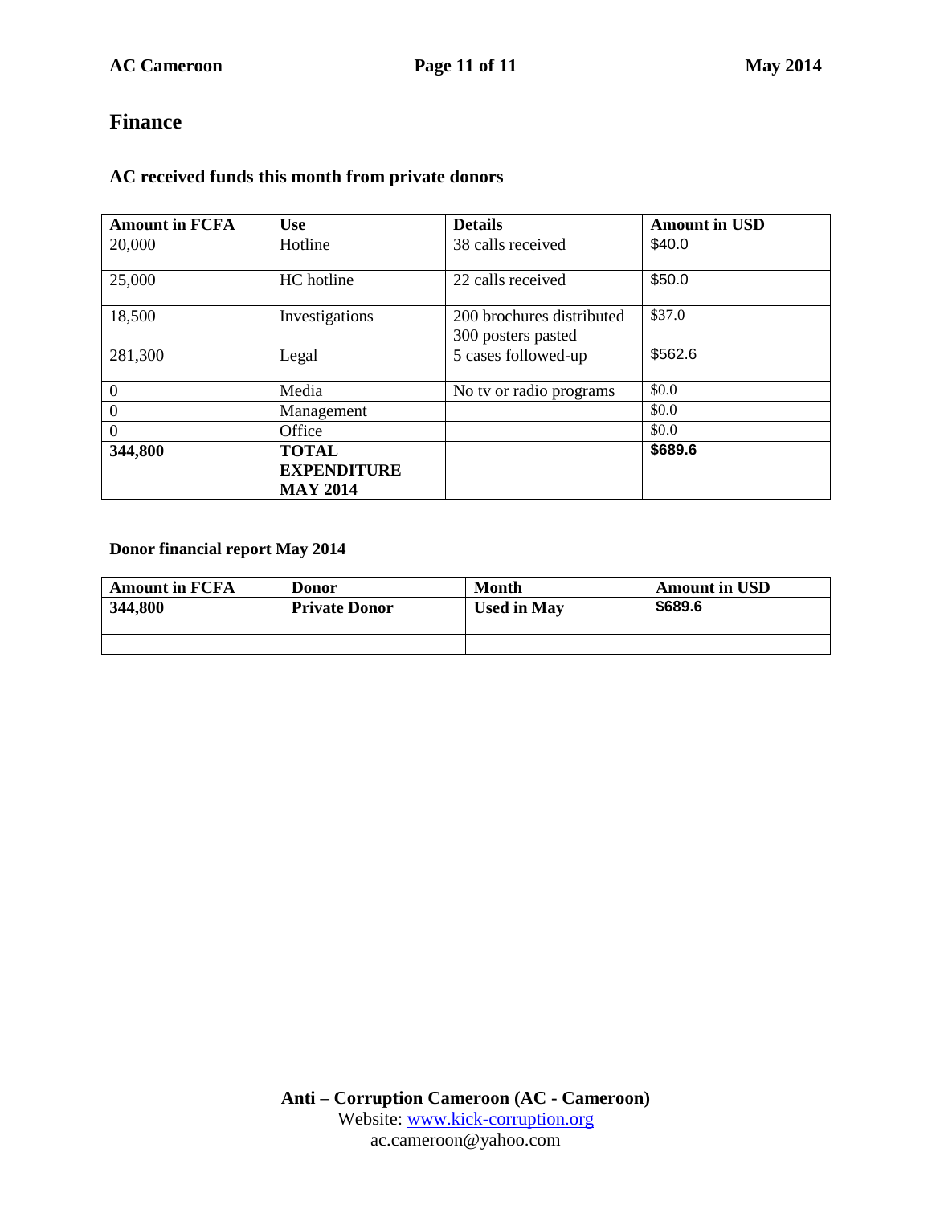# Finance

### AC received funds this month from private donors

| Amount in FCFA | Use | Details | Amount in USD |
|---|---|---|---|
| 20,000 | Hotline | 38 calls received | $40.0 |
| 25,000 | HC hotline | 22 calls received | $50.0 |
| 18,500 | Investigations | 200 brochures distributed 300 posters pasted | $37.0 |
| 281,300 | Legal | 5 cases followed-up | $562.6 |
| 0 | Media | No tv or radio programs | $0.0 |
| 0 | Management | | $0.0 |
| 0 | Office | | $0.0 |
| **344,800** | **TOTAL EXPENDITURE MAY 2014** | | **$689.6** |

### Donor financial report May 2014

| Amount in FCFA | Donor | Month | Amount in USD |
|---|---|---|---|
| **344,800** | **Private Donor** | **Used in May** | **$689.6** |
| | | | |

**Anti – Corruption Cameroon (AC - Cameroon)**
Website: www.kick-corruption.org
ac.cameroon@yahoo.com